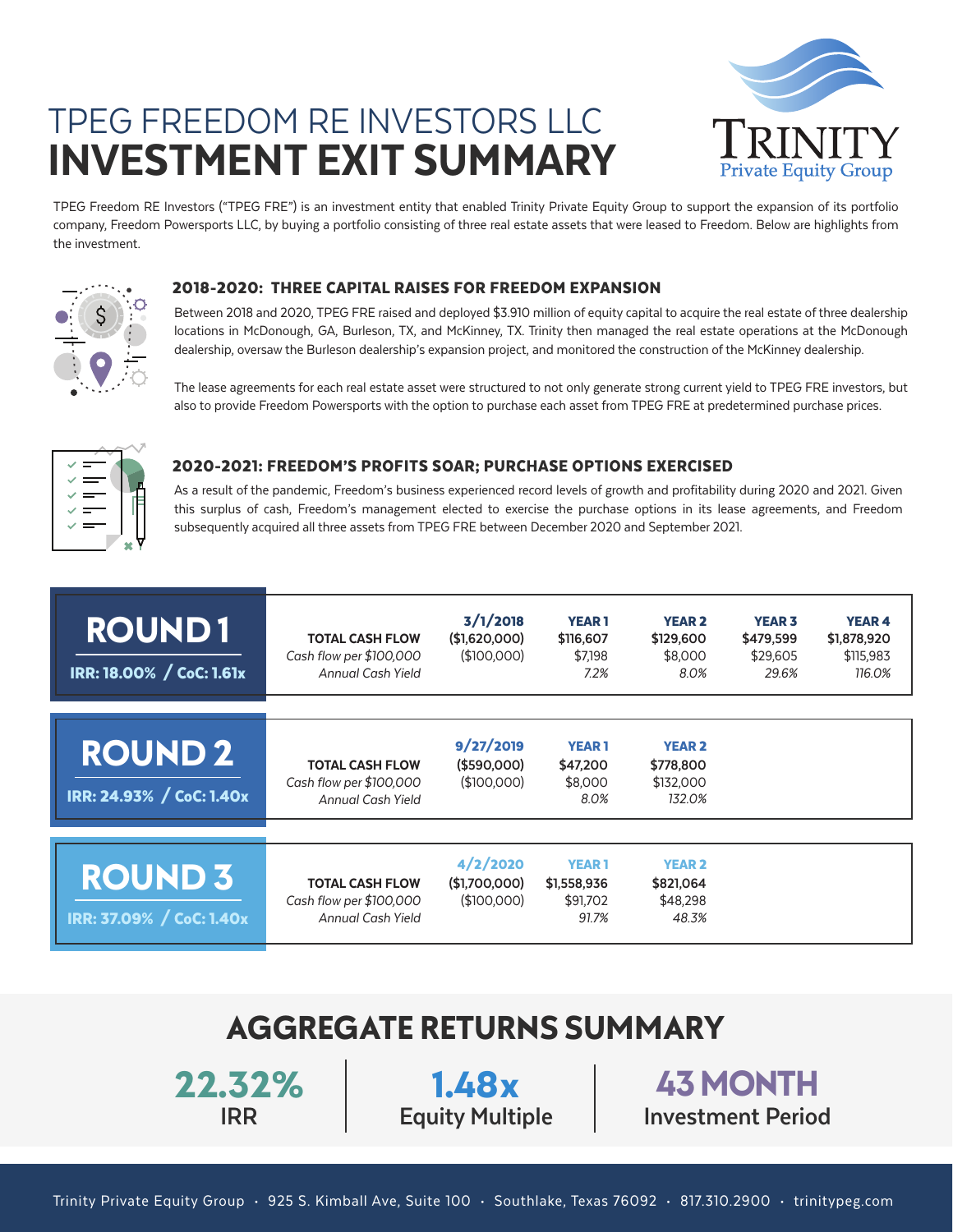# TPEG FREEDOM RE INVESTORS LLC
# INVESTMENT EXIT SUMMARY

TRINITY
Private Equity Group

TPEG Freedom RE Investors ("TPEG FRE") is an investment entity that enabled Trinity Private Equity Group to support the expansion of its portfolio company, Freedom Powersports LLC, by buying a portfolio consisting of three real estate assets that were leased to Freedom. Below are highlights from the investment.

### 2018-2020: THREE CAPITAL RAISES FOR FREEDOM EXPANSION

Between 2018 and 2020, TPEG FRE raised and deployed $3.910 million of equity capital to acquire the real estate of three dealership locations in McDonough, GA, Burleson, TX, and McKinney, TX. Trinity then managed the real estate operations at the McDonough dealership, oversaw the Burleson dealership's expansion project, and monitored the construction of the McKinney dealership.

The lease agreements for each real estate asset were structured to not only generate strong current yield to TPEG FRE investors, but also to provide Freedom Powersports with the option to purchase each asset from TPEG FRE at predetermined purchase prices.

### 2020-2021: FREEDOM'S PROFITS SOAR; PURCHASE OPTIONS EXERCISED

As a result of the pandemic, Freedom's business experienced record levels of growth and profitability during 2020 and 2021. Given this surplus of cash, Freedom's management elected to exercise the purchase options in its lease agreements, and Freedom subsequently acquired all three assets from TPEG FRE between December 2020 and September 2021.

**ROUND 1** — IRR: 18.00% / CoC: 1.61x

| | 3/1/2018 | YEAR 1 | YEAR 2 | YEAR 3 | YEAR 4 |
|---|---|---|---|---|---|
| **TOTAL CASH FLOW** | ($1,620,000) | $116,607 | $129,600 | $479,599 | $1,878,920 |
| *Cash flow per $100,000* | ($100,000) | $7,198 | $8,000 | $29,605 | $115,983 |
| *Annual Cash Yield* | | *7.2%* | *8.0%* | *29.6%* | *116.0%* |

**ROUND 2** — IRR: 24.93% / CoC: 1.40x

| | 9/27/2019 | YEAR 1 | YEAR 2 |
|---|---|---|---|
| **TOTAL CASH FLOW** | ($590,000) | $47,200 | $778,800 |
| *Cash flow per $100,000* | ($100,000) | $8,000 | $132,000 |
| *Annual Cash Yield* | | *8.0%* | *132.0%* |

**ROUND 3** — IRR: 37.09% / CoC: 1.40x

| | 4/2/2020 | YEAR 1 | YEAR 2 |
|---|---|---|---|
| **TOTAL CASH FLOW** | ($1,700,000) | $1,558,936 | $821,064 |
| *Cash flow per $100,000* | ($100,000) | $91,702 | $48,298 |
| *Annual Cash Yield* | | *91.7%* | *48.3%* |

## AGGREGATE RETURNS SUMMARY

| **22.32%** | **1.48x** | **43 MONTH** |
|---|---|---|
| IRR | Equity Multiple | Investment Period |

Trinity Private Equity Group · 925 S. Kimball Ave, Suite 100 · Southlake, Texas 76092 · 817.310.2900 · trinitypeg.com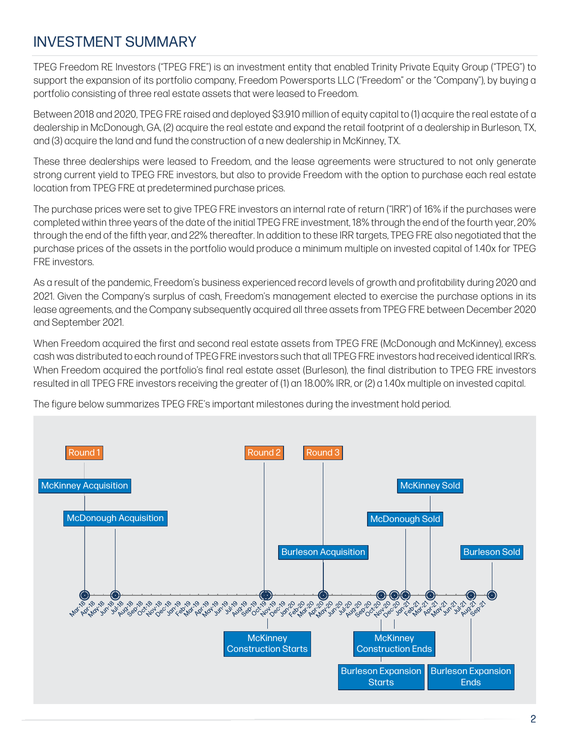# INVESTMENT SUMMARY

TPEG Freedom RE Investors ("TPEG FRE") is an investment entity that enabled Trinity Private Equity Group ("TPEG") to support the expansion of its portfolio company, Freedom Powersports LLC ("Freedom" or the "Company"), by buying a portfolio consisting of three real estate assets that were leased to Freedom.

Between 2018 and 2020, TPEG FRE raised and deployed $3.910 million of equity capital to (1) acquire the real estate of a dealership in McDonough, GA, (2) acquire the real estate and expand the retail footprint of a dealership in Burleson, TX, and (3) acquire the land and fund the construction of a new dealership in McKinney, TX.

These three dealerships were leased to Freedom, and the lease agreements were structured to not only generate strong current yield to TPEG FRE investors, but also to provide Freedom with the option to purchase each real estate location from TPEG FRE at predetermined purchase prices.

The purchase prices were set to give TPEG FRE investors an internal rate of return ("IRR") of 16% if the purchases were completed within three years of the date of the initial TPEG FRE investment, 18% through the end of the fourth year, 20% through the end of the fifth year, and 22% thereafter. In addition to these IRR targets, TPEG FRE also negotiated that the purchase prices of the assets in the portfolio would produce a minimum multiple on invested capital of 1.40x for TPEG FRE investors.

As a result of the pandemic, Freedom's business experienced record levels of growth and profitability during 2020 and 2021. Given the Company's surplus of cash, Freedom's management elected to exercise the purchase options in its lease agreements, and the Company subsequently acquired all three assets from TPEG FRE between December 2020 and September 2021.

When Freedom acquired the first and second real estate assets from TPEG FRE (McDonough and McKinney), excess cash was distributed to each round of TPEG FRE investors such that all TPEG FRE investors had received identical IRR's. When Freedom acquired the portfolio's final real estate asset (Burleson), the final distribution to TPEG FRE investors resulted in all TPEG FRE investors receiving the greater of (1) an 18.00% IRR, or (2) a 1.40x multiple on invested capital.

The figure below summarizes TPEG FRE's important milestones during the investment hold period.

| Date | Milestone |
|---|---|
| Mar-18 | Round 1; McKinney Acquisition |
| Jun-18 | McDonough Acquisition |
| Oct-19 | Round 2 |
| Nov-19 | McKinney Construction Starts |
| Apr-20 | Round 3; Burleson Acquisition |
| Oct-20 | Burleson Expansion Starts |
| Nov-20 | McKinney Construction Ends |
| Dec-20 | McDonough Sold |
| Mar-21 | McKinney Sold |
| Jul-21 | Burleson Expansion Ends |
| Sep-21 | Burleson Sold |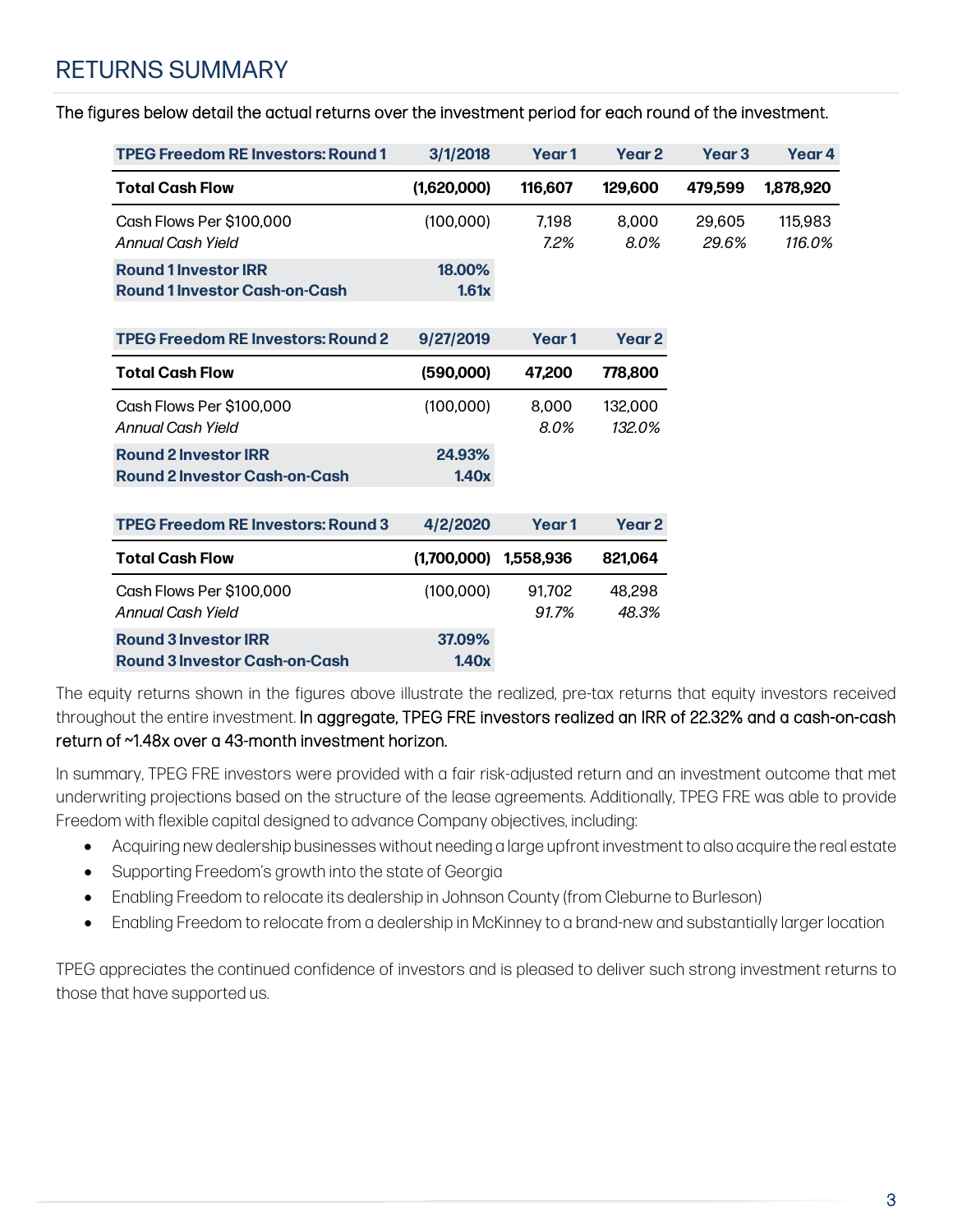# RETURNS SUMMARY

The figures below detail the actual returns over the investment period for each round of the investment.

| TPEG Freedom RE Investors: Round 1 | 3/1/2018 | Year 1 | Year 2 | Year 3 | Year 4 |
|---|---|---|---|---|---|
| **Total Cash Flow** | **(1,620,000)** | **116,607** | **129,600** | **479,599** | **1,878,920** |
| Cash Flows Per $100,000 | (100,000) | 7,198 | 8,000 | 29,605 | 115,983 |
| *Annual Cash Yield* | | *7.2%* | *8.0%* | *29.6%* | *116.0%* |
| **Round 1 Investor IRR** | **18.00%** | | | | |
| **Round 1 Investor Cash-on-Cash** | **1.61x** | | | | |

| TPEG Freedom RE Investors: Round 2 | 9/27/2019 | Year 1 | Year 2 |
|---|---|---|---|
| **Total Cash Flow** | **(590,000)** | **47,200** | **778,800** |
| Cash Flows Per $100,000 | (100,000) | 8,000 | 132,000 |
| *Annual Cash Yield* | | *8.0%* | *132.0%* |
| **Round 2 Investor IRR** | **24.93%** | | |
| **Round 2 Investor Cash-on-Cash** | **1.40x** | | |

| TPEG Freedom RE Investors: Round 3 | 4/2/2020 | Year 1 | Year 2 |
|---|---|---|---|
| **Total Cash Flow** | **(1,700,000)** | **1,558,936** | **821,064** |
| Cash Flows Per $100,000 | (100,000) | 91,702 | 48,298 |
| *Annual Cash Yield* | | *91.7%* | *48.3%* |
| **Round 3 Investor IRR** | **37.09%** | | |
| **Round 3 Investor Cash-on-Cash** | **1.40x** | | |

The equity returns shown in the figures above illustrate the realized, pre-tax returns that equity investors received throughout the entire investment. In aggregate, TPEG FRE investors realized an IRR of 22.32% and a cash-on-cash return of ~1.48x over a 43-month investment horizon.

In summary, TPEG FRE investors were provided with a fair risk-adjusted return and an investment outcome that met underwriting projections based on the structure of the lease agreements. Additionally, TPEG FRE was able to provide Freedom with flexible capital designed to advance Company objectives, including:

- Acquiring new dealership businesses without needing a large upfront investment to also acquire the real estate
- Supporting Freedom's growth into the state of Georgia
- Enabling Freedom to relocate its dealership in Johnson County (from Cleburne to Burleson)
- Enabling Freedom to relocate from a dealership in McKinney to a brand-new and substantially larger location

TPEG appreciates the continued confidence of investors and is pleased to deliver such strong investment returns to those that have supported us.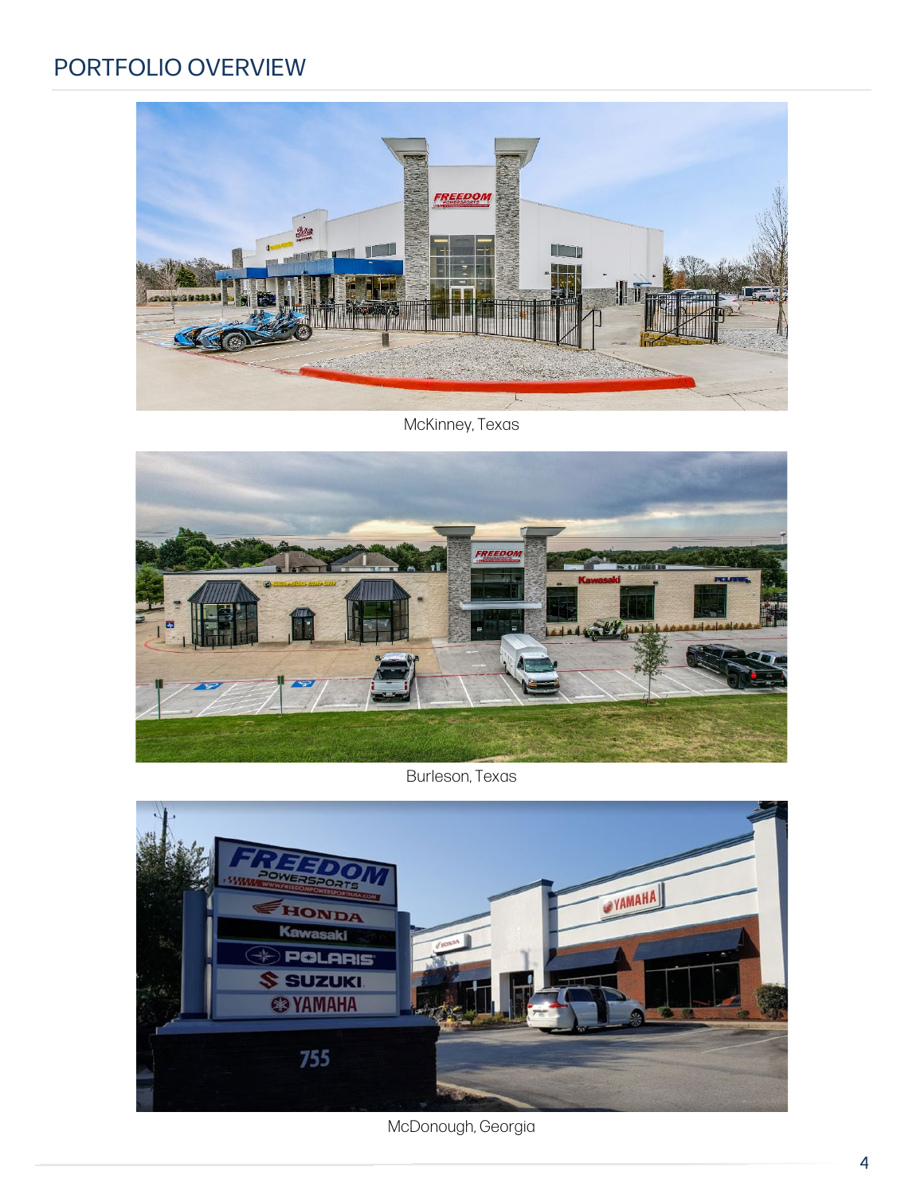## PORTFOLIO OVERVIEW

McKinney, Texas

Burleson, Texas

McDonough, Georgia